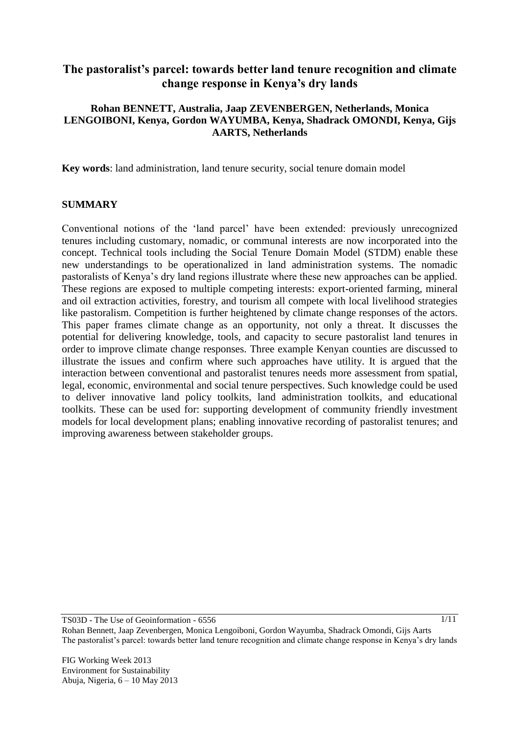# The pastoralist's parcel: towards better land tenure recognition and climate change response in Kenya's dry lands

**Rohan BENNETT, Australia, Jaap ZEVENBERGEN, Netherlands, Monica LENGOIBONI, Kenya, Gordon WAYUMBA, Kenya, Shadrack OMONDI, Kenya, Gijs AARTS, Netherlands**

**Key words**: land administration, land tenure security, social tenure domain model

## SUMMARY

Conventional notions of the 'land parcel' have been extended: previously unrecognized tenures including customary, nomadic, or communal interests are now incorporated into the concept. Technical tools including the Social Tenure Domain Model (STDM) enable these new understandings to be operationalized in land administration systems. The nomadic pastoralists of Kenya's dry land regions illustrate where these new approaches can be applied. These regions are exposed to multiple competing interests: export-oriented farming, mineral and oil extraction activities, forestry, and tourism all compete with local livelihood strategies like pastoralism. Competition is further heightened by climate change responses of the actors. This paper frames climate change as an opportunity, not only a threat. It discusses the potential for delivering knowledge, tools, and capacity to secure pastoralist land tenures in order to improve climate change responses. Three example Kenyan counties are discussed to illustrate the issues and confirm where such approaches have utility. It is argued that the interaction between conventional and pastoralist tenures needs more assessment from spatial, legal, economic, environmental and social tenure perspectives. Such knowledge could be used to deliver innovative land policy toolkits, land administration toolkits, and educational toolkits. These can be used for: supporting development of community friendly investment models for local development plans; enabling innovative recording of pastoralist tenures; and improving awareness between stakeholder groups.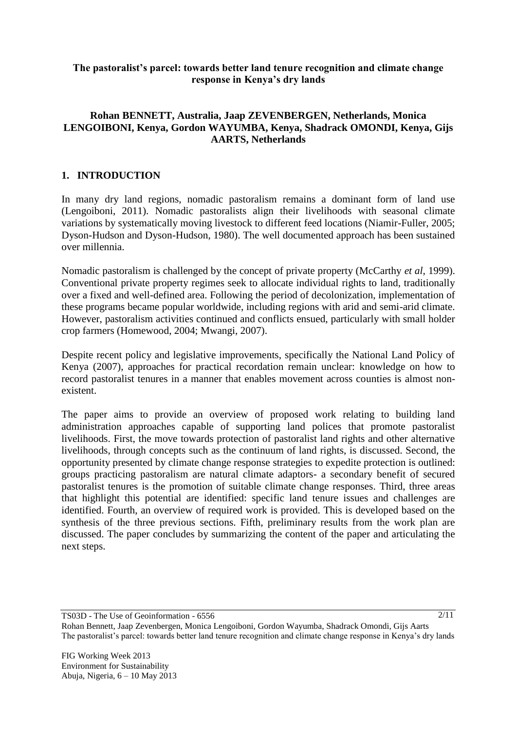**The pastoralist's parcel: towards better land tenure recognition and climate change response in Kenya's dry lands**

**Rohan BENNETT, Australia, Jaap ZEVENBERGEN, Netherlands, Monica LENGOIBONI, Kenya, Gordon WAYUMBA, Kenya, Shadrack OMONDI, Kenya, Gijs AARTS, Netherlands**

## 1. INTRODUCTION

In many dry land regions, nomadic pastoralism remains a dominant form of land use (Lengoiboni, 2011). Nomadic pastoralists align their livelihoods with seasonal climate variations by systematically moving livestock to different feed locations (Niamir-Fuller, 2005; Dyson-Hudson and Dyson-Hudson, 1980). The well documented approach has been sustained over millennia.

Nomadic pastoralism is challenged by the concept of private property (McCarthy *et al*, 1999). Conventional private property regimes seek to allocate individual rights to land, traditionally over a fixed and well-defined area. Following the period of decolonization, implementation of these programs became popular worldwide, including regions with arid and semi-arid climate. However, pastoralism activities continued and conflicts ensued, particularly with small holder crop farmers (Homewood, 2004; Mwangi, 2007).

Despite recent policy and legislative improvements, specifically the National Land Policy of Kenya (2007), approaches for practical recordation remain unclear: knowledge on how to record pastoralist tenures in a manner that enables movement across counties is almost non-existent.

The paper aims to provide an overview of proposed work relating to building land administration approaches capable of supporting land polices that promote pastoralist livelihoods. First, the move towards protection of pastoralist land rights and other alternative livelihoods, through concepts such as the continuum of land rights, is discussed. Second, the opportunity presented by climate change response strategies to expedite protection is outlined: groups practicing pastoralism are natural climate adaptors- a secondary benefit of secured pastoralist tenures is the promotion of suitable climate change responses. Third, three areas that highlight this potential are identified: specific land tenure issues and challenges are identified. Fourth, an overview of required work is provided. This is developed based on the synthesis of the three previous sections. Fifth, preliminary results from the work plan are discussed. The paper concludes by summarizing the content of the paper and articulating the next steps.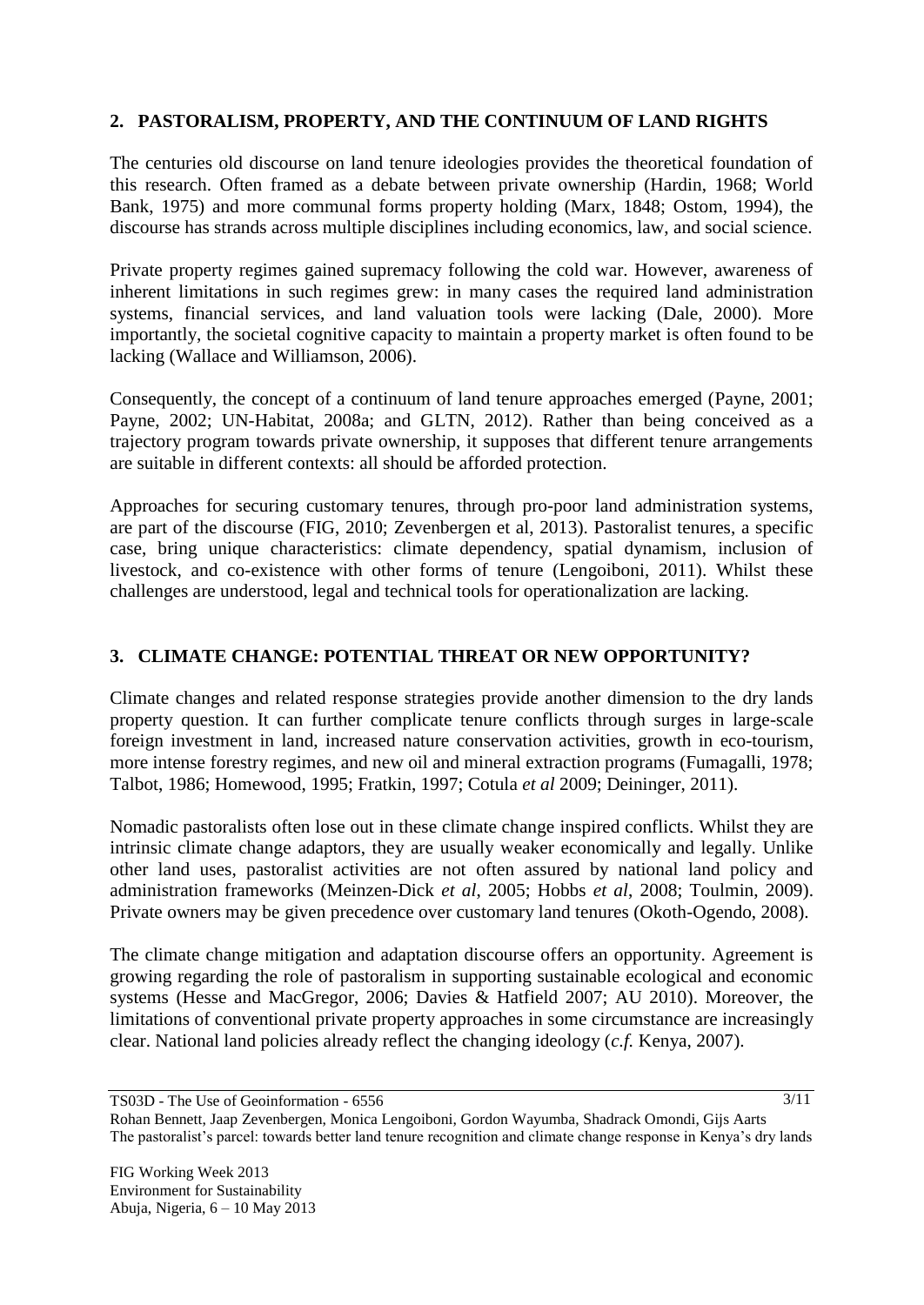## 2. PASTORALISM, PROPERTY, AND THE CONTINUUM OF LAND RIGHTS

The centuries old discourse on land tenure ideologies provides the theoretical foundation of this research. Often framed as a debate between private ownership (Hardin, 1968; World Bank, 1975) and more communal forms property holding (Marx, 1848; Ostom, 1994), the discourse has strands across multiple disciplines including economics, law, and social science.

Private property regimes gained supremacy following the cold war. However, awareness of inherent limitations in such regimes grew: in many cases the required land administration systems, financial services, and land valuation tools were lacking (Dale, 2000). More importantly, the societal cognitive capacity to maintain a property market is often found to be lacking (Wallace and Williamson, 2006).

Consequently, the concept of a continuum of land tenure approaches emerged (Payne, 2001; Payne, 2002; UN-Habitat, 2008a; and GLTN, 2012). Rather than being conceived as a trajectory program towards private ownership, it supposes that different tenure arrangements are suitable in different contexts: all should be afforded protection.

Approaches for securing customary tenures, through pro-poor land administration systems, are part of the discourse (FIG, 2010; Zevenbergen et al, 2013). Pastoralist tenures, a specific case, bring unique characteristics: climate dependency, spatial dynamism, inclusion of livestock, and co-existence with other forms of tenure (Lengoiboni, 2011). Whilst these challenges are understood, legal and technical tools for operationalization are lacking.

## 3. CLIMATE CHANGE: POTENTIAL THREAT OR NEW OPPORTUNITY?

Climate changes and related response strategies provide another dimension to the dry lands property question. It can further complicate tenure conflicts through surges in large-scale foreign investment in land, increased nature conservation activities, growth in eco-tourism, more intense forestry regimes, and new oil and mineral extraction programs (Fumagalli, 1978; Talbot, 1986; Homewood, 1995; Fratkin, 1997; Cotula *et al* 2009; Deininger, 2011).

Nomadic pastoralists often lose out in these climate change inspired conflicts. Whilst they are intrinsic climate change adaptors, they are usually weaker economically and legally. Unlike other land uses, pastoralist activities are not often assured by national land policy and administration frameworks (Meinzen-Dick *et al*, 2005; Hobbs *et al*, 2008; Toulmin, 2009). Private owners may be given precedence over customary land tenures (Okoth-Ogendo, 2008).

The climate change mitigation and adaptation discourse offers an opportunity. Agreement is growing regarding the role of pastoralism in supporting sustainable ecological and economic systems (Hesse and MacGregor, 2006; Davies & Hatfield 2007; AU 2010). Moreover, the limitations of conventional private property approaches in some circumstance are increasingly clear. National land policies already reflect the changing ideology (*c.f.* Kenya, 2007).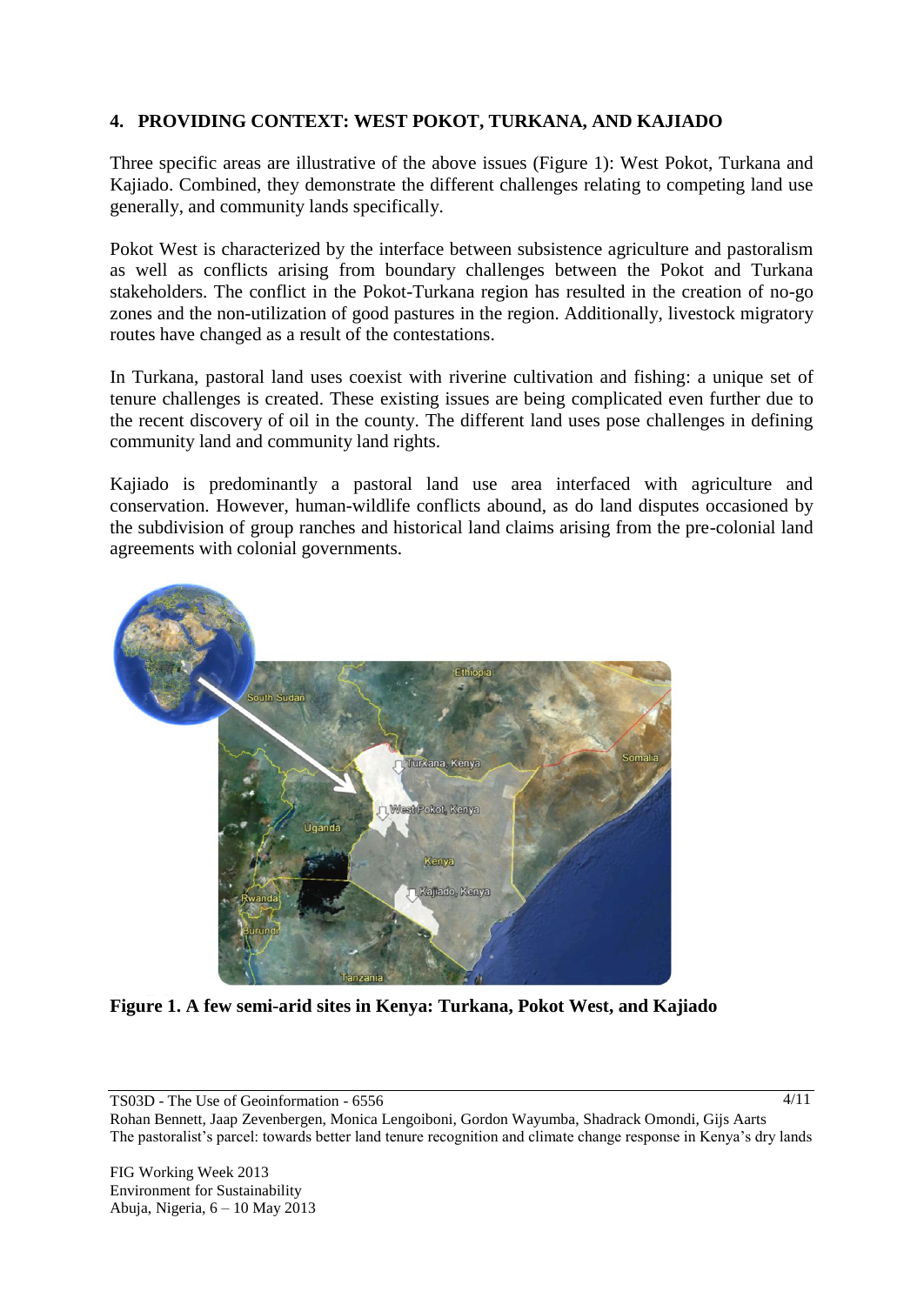## 4. PROVIDING CONTEXT: WEST POKOT, TURKANA, AND KAJIADO

Three specific areas are illustrative of the above issues (Figure 1): West Pokot, Turkana and Kajiado. Combined, they demonstrate the different challenges relating to competing land use generally, and community lands specifically.

Pokot West is characterized by the interface between subsistence agriculture and pastoralism as well as conflicts arising from boundary challenges between the Pokot and Turkana stakeholders. The conflict in the Pokot-Turkana region has resulted in the creation of no-go zones and the non-utilization of good pastures in the region. Additionally, livestock migratory routes have changed as a result of the contestations.

In Turkana, pastoral land uses coexist with riverine cultivation and fishing: a unique set of tenure challenges is created. These existing issues are being complicated even further due to the recent discovery of oil in the county. The different land uses pose challenges in defining community land and community land rights.

Kajiado is predominantly a pastoral land use area interfaced with agriculture and conservation. However, human-wildlife conflicts abound, as do land disputes occasioned by the subdivision of group ranches and historical land claims arising from the pre-colonial land agreements with colonial governments.

**Figure 1. A few semi-arid sites in Kenya: Turkana, Pokot West, and Kajiado**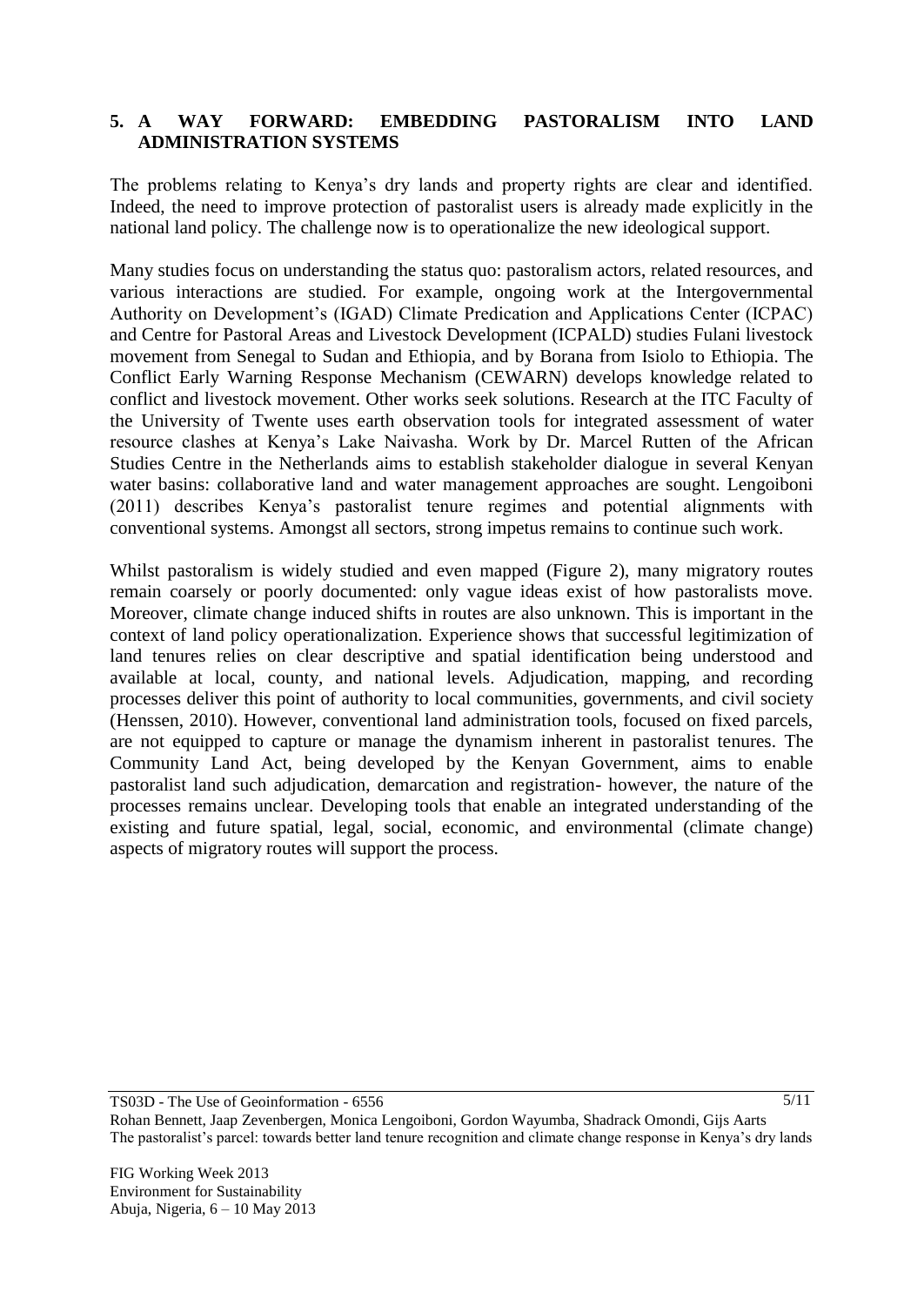## 5. A WAY FORWARD: EMBEDDING PASTORALISM INTO LAND ADMINISTRATION SYSTEMS

The problems relating to Kenya's dry lands and property rights are clear and identified. Indeed, the need to improve protection of pastoralist users is already made explicitly in the national land policy. The challenge now is to operationalize the new ideological support.

Many studies focus on understanding the status quo: pastoralism actors, related resources, and various interactions are studied. For example, ongoing work at the Intergovernmental Authority on Development's (IGAD) Climate Predication and Applications Center (ICPAC) and Centre for Pastoral Areas and Livestock Development (ICPALD) studies Fulani livestock movement from Senegal to Sudan and Ethiopia, and by Borana from Isiolo to Ethiopia. The Conflict Early Warning Response Mechanism (CEWARN) develops knowledge related to conflict and livestock movement. Other works seek solutions. Research at the ITC Faculty of the University of Twente uses earth observation tools for integrated assessment of water resource clashes at Kenya's Lake Naivasha. Work by Dr. Marcel Rutten of the African Studies Centre in the Netherlands aims to establish stakeholder dialogue in several Kenyan water basins: collaborative land and water management approaches are sought. Lengoiboni (2011) describes Kenya's pastoralist tenure regimes and potential alignments with conventional systems. Amongst all sectors, strong impetus remains to continue such work.

Whilst pastoralism is widely studied and even mapped (Figure 2), many migratory routes remain coarsely or poorly documented: only vague ideas exist of how pastoralists move. Moreover, climate change induced shifts in routes are also unknown. This is important in the context of land policy operationalization. Experience shows that successful legitimization of land tenures relies on clear descriptive and spatial identification being understood and available at local, county, and national levels. Adjudication, mapping, and recording processes deliver this point of authority to local communities, governments, and civil society (Henssen, 2010). However, conventional land administration tools, focused on fixed parcels, are not equipped to capture or manage the dynamism inherent in pastoralist tenures. The Community Land Act, being developed by the Kenyan Government, aims to enable pastoralist land such adjudication, demarcation and registration- however, the nature of the processes remains unclear. Developing tools that enable an integrated understanding of the existing and future spatial, legal, social, economic, and environmental (climate change) aspects of migratory routes will support the process.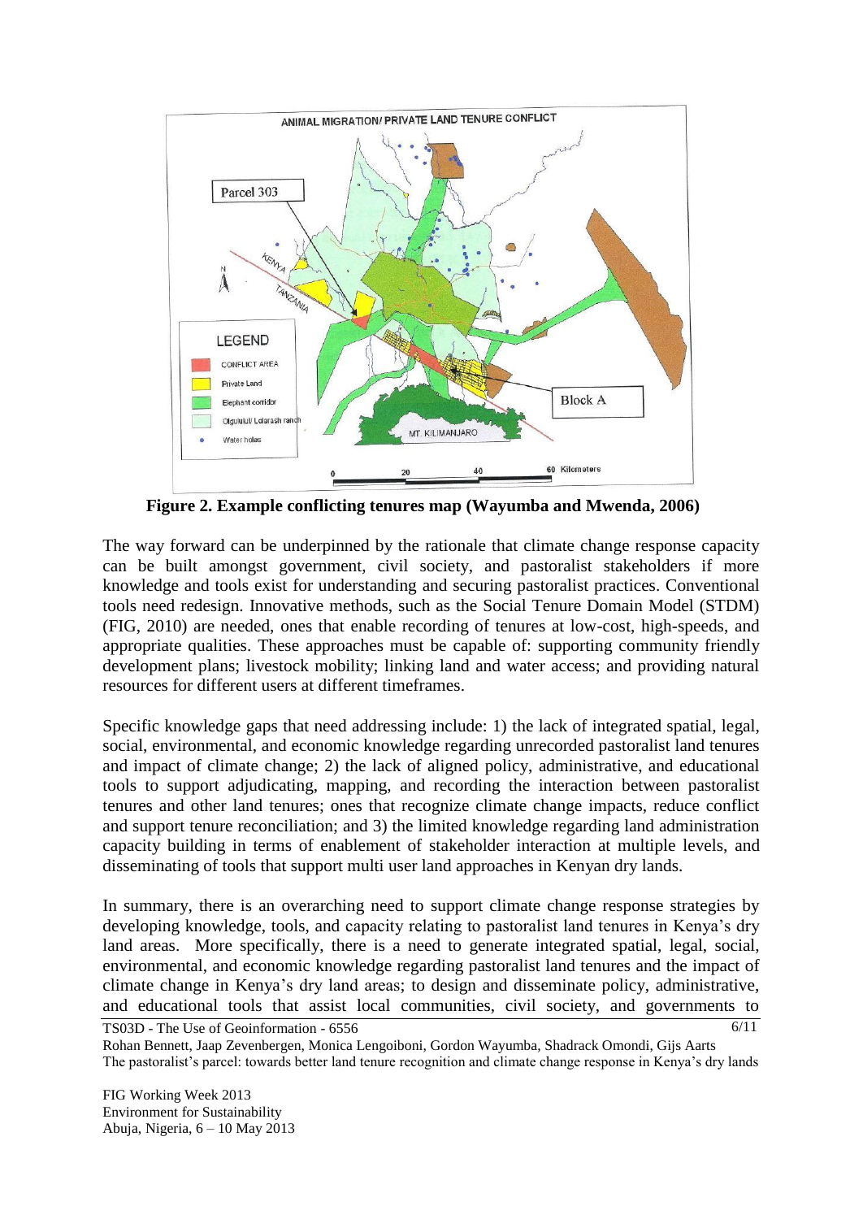**Figure 2. Example conflicting tenures map (Wayumba and Mwenda, 2006)**

The way forward can be underpinned by the rationale that climate change response capacity can be built amongst government, civil society, and pastoralist stakeholders if more knowledge and tools exist for understanding and securing pastoralist practices. Conventional tools need redesign. Innovative methods, such as the Social Tenure Domain Model (STDM) (FIG, 2010) are needed, ones that enable recording of tenures at low-cost, high-speeds, and appropriate qualities. These approaches must be capable of: supporting community friendly development plans; livestock mobility; linking land and water access; and providing natural resources for different users at different timeframes.

Specific knowledge gaps that need addressing include: 1) the lack of integrated spatial, legal, social, environmental, and economic knowledge regarding unrecorded pastoralist land tenures and impact of climate change; 2) the lack of aligned policy, administrative, and educational tools to support adjudicating, mapping, and recording the interaction between pastoralist tenures and other land tenures; ones that recognize climate change impacts, reduce conflict and support tenure reconciliation; and 3) the limited knowledge regarding land administration capacity building in terms of enablement of stakeholder interaction at multiple levels, and disseminating of tools that support multi user land approaches in Kenyan dry lands.

In summary, there is an overarching need to support climate change response strategies by developing knowledge, tools, and capacity relating to pastoralist land tenures in Kenya's dry land areas. More specifically, there is a need to generate integrated spatial, legal, social, environmental, and economic knowledge regarding pastoralist land tenures and the impact of climate change in Kenya's dry land areas; to design and disseminate policy, administrative, and educational tools that assist local communities, civil society, and governments to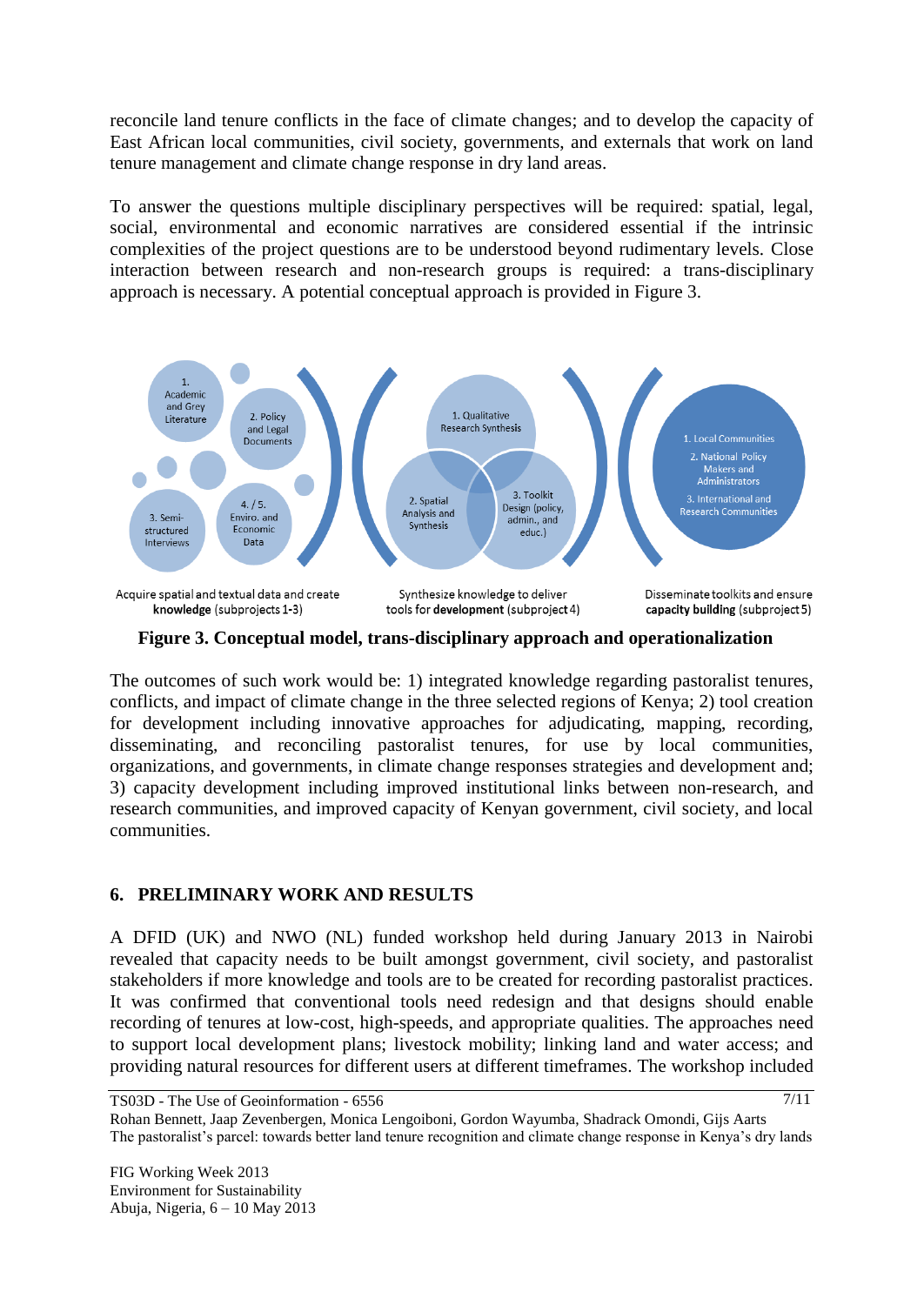reconcile land tenure conflicts in the face of climate changes; and to develop the capacity of East African local communities, civil society, governments, and externals that work on land tenure management and climate change response in dry land areas.

To answer the questions multiple disciplinary perspectives will be required: spatial, legal, social, environmental and economic narratives are considered essential if the intrinsic complexities of the project questions are to be understood beyond rudimentary levels. Close interaction between research and non-research groups is required: a trans-disciplinary approach is necessary. A potential conceptual approach is provided in Figure 3.

1. Academic and Grey Literature
2. Policy and Legal Documents
3. Semi-structured Interviews
4. / 5. Enviro. and Economic Data

1. Qualitative Research Synthesis
2. Spatial Analysis and Synthesis
3. Toolkit Design (policy, admin., and educ.)

1. Local Communities
2. National Policy Makers and Administrators
3. International and Research Communities

Acquire spatial and textual data and create **knowledge** (subprojects 1-3)

Synthesize knowledge to deliver tools for **development** (subproject 4)

Disseminate toolkits and ensure **capacity building** (subproject 5)

**Figure 3. Conceptual model, trans-disciplinary approach and operationalization**

The outcomes of such work would be: 1) integrated knowledge regarding pastoralist tenures, conflicts, and impact of climate change in the three selected regions of Kenya; 2) tool creation for development including innovative approaches for adjudicating, mapping, recording, disseminating, and reconciling pastoralist tenures, for use by local communities, organizations, and governments, in climate change responses strategies and development and; 3) capacity development including improved institutional links between non-research, and research communities, and improved capacity of Kenyan government, civil society, and local communities.

## 6. PRELIMINARY WORK AND RESULTS

A DFID (UK) and NWO (NL) funded workshop held during January 2013 in Nairobi revealed that capacity needs to be built amongst government, civil society, and pastoralist stakeholders if more knowledge and tools are to be created for recording pastoralist practices. It was confirmed that conventional tools need redesign and that designs should enable recording of tenures at low-cost, high-speeds, and appropriate qualities. The approaches need to support local development plans; livestock mobility; linking land and water access; and providing natural resources for different users at different timeframes. The workshop included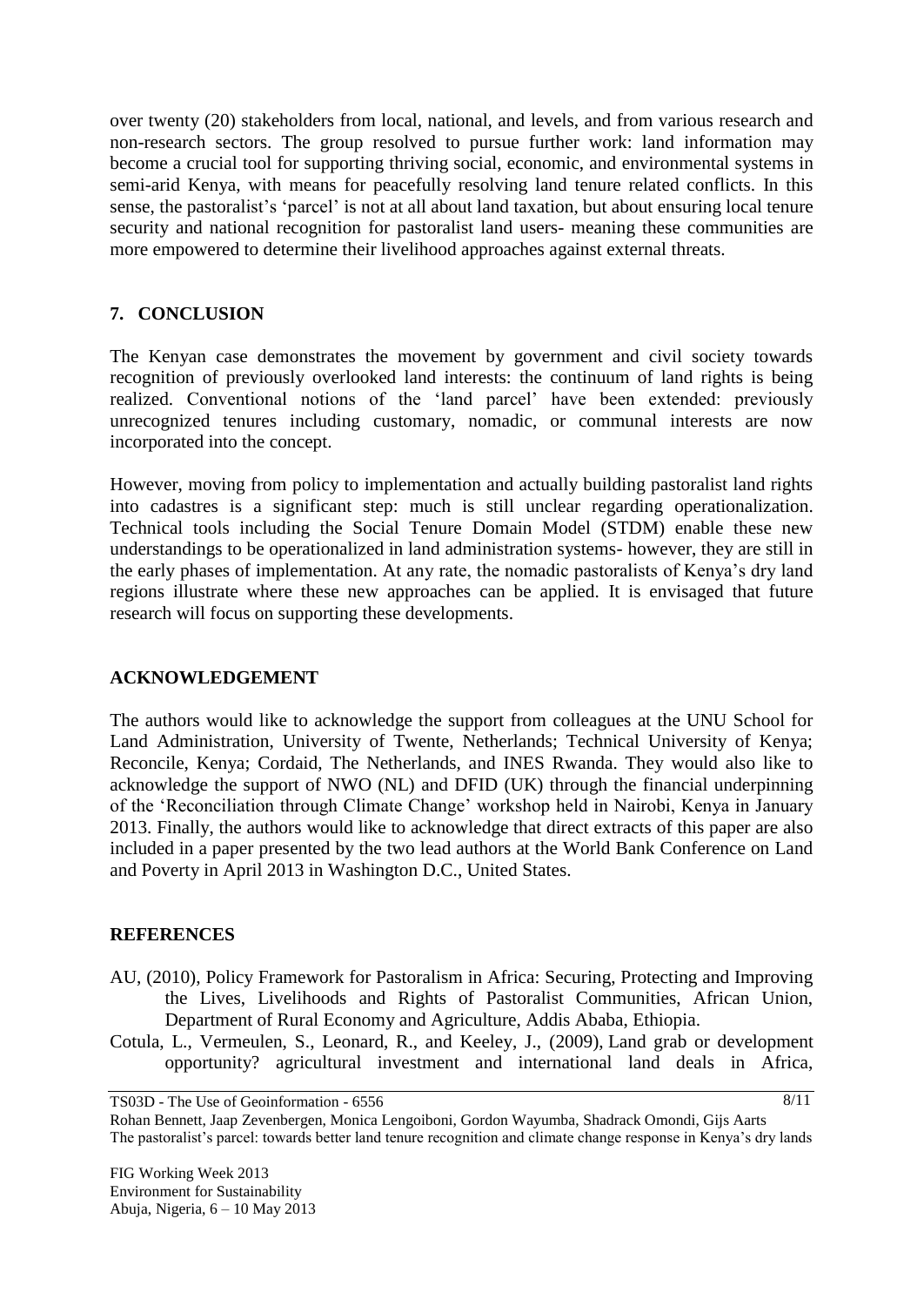over twenty (20) stakeholders from local, national, and levels, and from various research and non-research sectors. The group resolved to pursue further work: land information may become a crucial tool for supporting thriving social, economic, and environmental systems in semi-arid Kenya, with means for peacefully resolving land tenure related conflicts. In this sense, the pastoralist's 'parcel' is not at all about land taxation, but about ensuring local tenure security and national recognition for pastoralist land users- meaning these communities are more empowered to determine their livelihood approaches against external threats.

## 7. CONCLUSION

The Kenyan case demonstrates the movement by government and civil society towards recognition of previously overlooked land interests: the continuum of land rights is being realized. Conventional notions of the 'land parcel' have been extended: previously unrecognized tenures including customary, nomadic, or communal interests are now incorporated into the concept.

However, moving from policy to implementation and actually building pastoralist land rights into cadastres is a significant step: much is still unclear regarding operationalization. Technical tools including the Social Tenure Domain Model (STDM) enable these new understandings to be operationalized in land administration systems- however, they are still in the early phases of implementation. At any rate, the nomadic pastoralists of Kenya's dry land regions illustrate where these new approaches can be applied. It is envisaged that future research will focus on supporting these developments.

## ACKNOWLEDGEMENT

The authors would like to acknowledge the support from colleagues at the UNU School for Land Administration, University of Twente, Netherlands; Technical University of Kenya; Reconcile, Kenya; Cordaid, The Netherlands, and INES Rwanda. They would also like to acknowledge the support of NWO (NL) and DFID (UK) through the financial underpinning of the 'Reconciliation through Climate Change' workshop held in Nairobi, Kenya in January 2013. Finally, the authors would like to acknowledge that direct extracts of this paper are also included in a paper presented by the two lead authors at the World Bank Conference on Land and Poverty in April 2013 in Washington D.C., United States.

## REFERENCES

AU, (2010), Policy Framework for Pastoralism in Africa: Securing, Protecting and Improving the Lives, Livelihoods and Rights of Pastoralist Communities, African Union, Department of Rural Economy and Agriculture, Addis Ababa, Ethiopia.

Cotula, L., Vermeulen, S., Leonard, R., and Keeley, J., (2009), Land grab or development opportunity? agricultural investment and international land deals in Africa,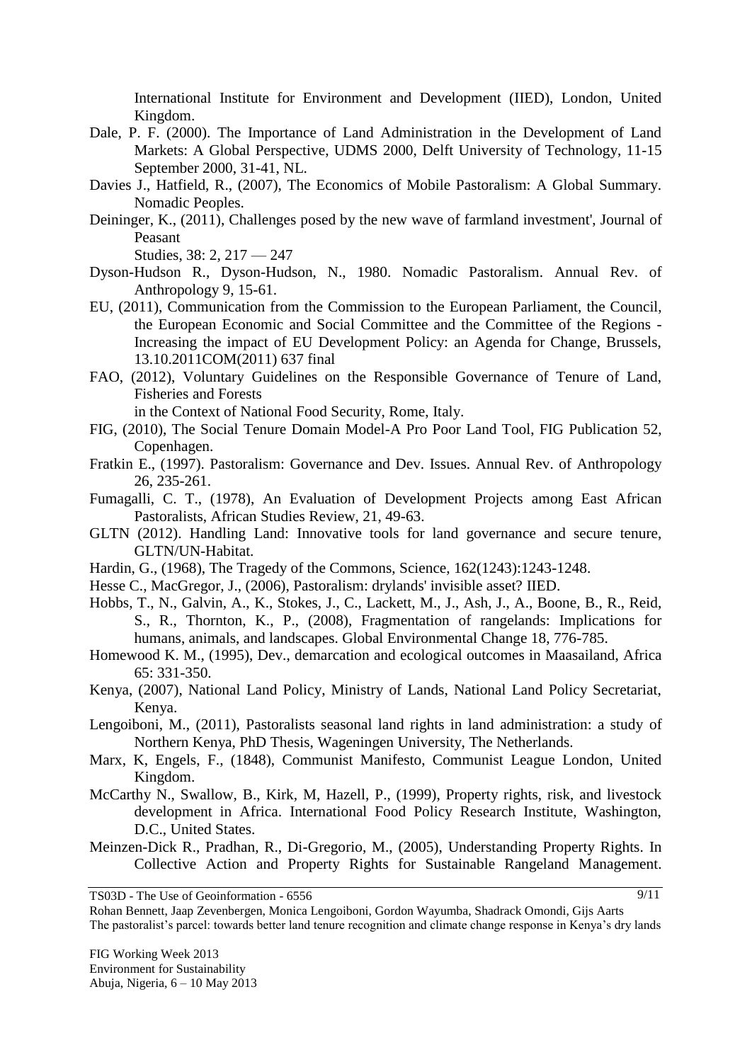International Institute for Environment and Development (IIED), London, United Kingdom.

Dale, P. F. (2000). The Importance of Land Administration in the Development of Land Markets: A Global Perspective, UDMS 2000, Delft University of Technology, 11-15 September 2000, 31-41, NL.

Davies J., Hatfield, R., (2007), The Economics of Mobile Pastoralism: A Global Summary. Nomadic Peoples.

Deininger, K., (2011), Challenges posed by the new wave of farmland investment', Journal of Peasant
Studies, 38: 2, 217 — 247

Dyson-Hudson R., Dyson-Hudson, N., 1980. Nomadic Pastoralism. Annual Rev. of Anthropology 9, 15-61.

EU, (2011), Communication from the Commission to the European Parliament, the Council, the European Economic and Social Committee and the Committee of the Regions - Increasing the impact of EU Development Policy: an Agenda for Change, Brussels, 13.10.2011COM(2011) 637 final

FAO, (2012), Voluntary Guidelines on the Responsible Governance of Tenure of Land, Fisheries and Forests
in the Context of National Food Security, Rome, Italy.

FIG, (2010), The Social Tenure Domain Model-A Pro Poor Land Tool, FIG Publication 52, Copenhagen.

Fratkin E., (1997). Pastoralism: Governance and Dev. Issues. Annual Rev. of Anthropology 26, 235-261.

Fumagalli, C. T., (1978), An Evaluation of Development Projects among East African Pastoralists, African Studies Review, 21, 49-63.

GLTN (2012). Handling Land: Innovative tools for land governance and secure tenure, GLTN/UN-Habitat.

Hardin, G., (1968), The Tragedy of the Commons, Science, 162(1243):1243-1248.

Hesse C., MacGregor, J., (2006), Pastoralism: drylands' invisible asset? IIED.

Hobbs, T., N., Galvin, A., K., Stokes, J., C., Lackett, M., J., Ash, J., A., Boone, B., R., Reid, S., R., Thornton, K., P., (2008), Fragmentation of rangelands: Implications for humans, animals, and landscapes. Global Environmental Change 18, 776-785.

Homewood K. M., (1995), Dev., demarcation and ecological outcomes in Maasailand, Africa 65: 331-350.

Kenya, (2007), National Land Policy, Ministry of Lands, National Land Policy Secretariat, Kenya.

Lengoiboni, M., (2011), Pastoralists seasonal land rights in land administration: a study of Northern Kenya, PhD Thesis, Wageningen University, The Netherlands.

Marx, K, Engels, F., (1848), Communist Manifesto, Communist League London, United Kingdom.

McCarthy N., Swallow, B., Kirk, M, Hazell, P., (1999), Property rights, risk, and livestock development in Africa. International Food Policy Research Institute, Washington, D.C., United States.

Meinzen-Dick R., Pradhan, R., Di-Gregorio, M., (2005), Understanding Property Rights. In Collective Action and Property Rights for Sustainable Rangeland Management.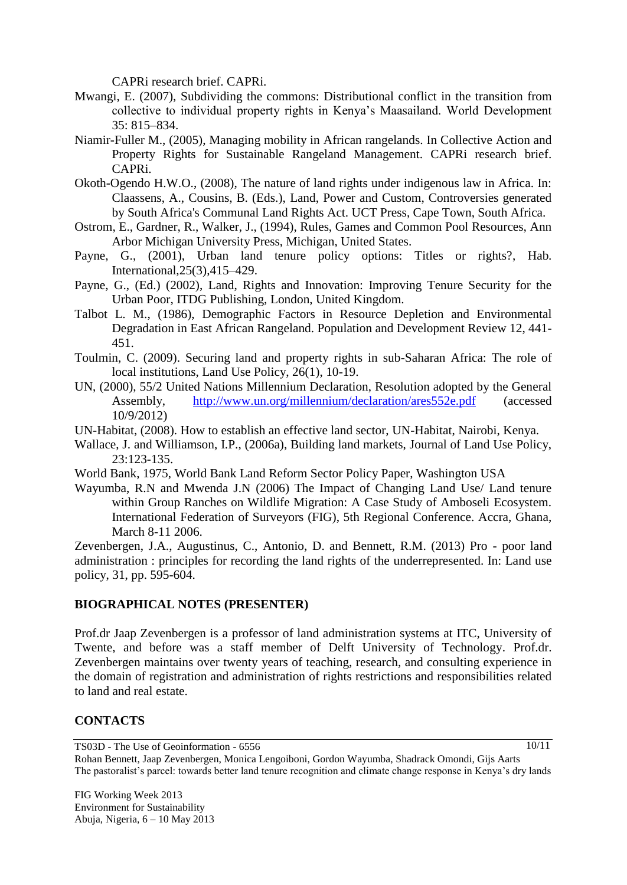CAPRi research brief. CAPRi.

Mwangi, E. (2007), Subdividing the commons: Distributional conflict in the transition from collective to individual property rights in Kenya's Maasailand. World Development 35: 815–834.

Niamir-Fuller M., (2005), Managing mobility in African rangelands. In Collective Action and Property Rights for Sustainable Rangeland Management. CAPRi research brief. CAPRi.

Okoth-Ogendo H.W.O., (2008), The nature of land rights under indigenous law in Africa. In: Claassens, A., Cousins, B. (Eds.), Land, Power and Custom, Controversies generated by South Africa's Communal Land Rights Act. UCT Press, Cape Town, South Africa.

Ostrom, E., Gardner, R., Walker, J., (1994), Rules, Games and Common Pool Resources, Ann Arbor Michigan University Press, Michigan, United States.

Payne, G., (2001), Urban land tenure policy options: Titles or rights?, Hab. International,25(3),415–429.

Payne, G., (Ed.) (2002), Land, Rights and Innovation: Improving Tenure Security for the Urban Poor, ITDG Publishing, London, United Kingdom.

Talbot L. M., (1986), Demographic Factors in Resource Depletion and Environmental Degradation in East African Rangeland. Population and Development Review 12, 441-451.

Toulmin, C. (2009). Securing land and property rights in sub-Saharan Africa: The role of local institutions, Land Use Policy, 26(1), 10-19.

UN, (2000), 55/2 United Nations Millennium Declaration, Resolution adopted by the General Assembly, http://www.un.org/millennium/declaration/ares552e.pdf (accessed 10/9/2012)

UN-Habitat, (2008). How to establish an effective land sector, UN-Habitat, Nairobi, Kenya.

Wallace, J. and Williamson, I.P., (2006a), Building land markets, Journal of Land Use Policy, 23:123-135.

World Bank, 1975, World Bank Land Reform Sector Policy Paper, Washington USA

Wayumba, R.N and Mwenda J.N (2006) The Impact of Changing Land Use/ Land tenure within Group Ranches on Wildlife Migration: A Case Study of Amboseli Ecosystem. International Federation of Surveyors (FIG), 5th Regional Conference. Accra, Ghana, March 8-11 2006.

Zevenbergen, J.A., Augustinus, C., Antonio, D. and Bennett, R.M. (2013) Pro - poor land administration : principles for recording the land rights of the underrepresented. In: Land use policy, 31, pp. 595-604.

## BIOGRAPHICAL NOTES (PRESENTER)

Prof.dr Jaap Zevenbergen is a professor of land administration systems at ITC, University of Twente, and before was a staff member of Delft University of Technology. Prof.dr. Zevenbergen maintains over twenty years of teaching, research, and consulting experience in the domain of registration and administration of rights restrictions and responsibilities related to land and real estate.

## CONTACTS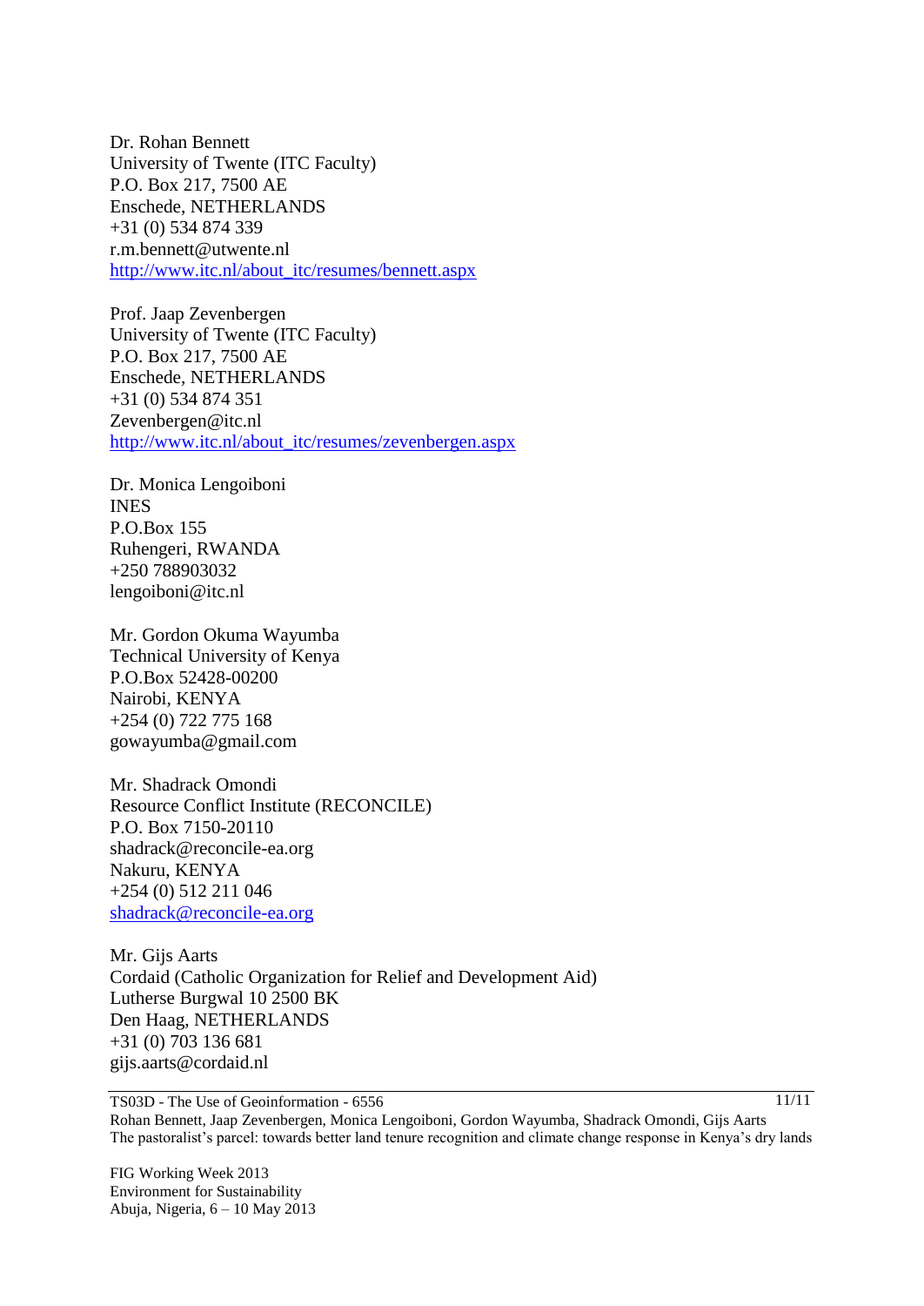Dr. Rohan Bennett
University of Twente (ITC Faculty)
P.O. Box 217, 7500 AE
Enschede, NETHERLANDS
+31 (0) 534 874 339
r.m.bennett@utwente.nl
http://www.itc.nl/about_itc/resumes/bennett.aspx

Prof. Jaap Zevenbergen
University of Twente (ITC Faculty)
P.O. Box 217, 7500 AE
Enschede, NETHERLANDS
+31 (0) 534 874 351
Zevenbergen@itc.nl
http://www.itc.nl/about_itc/resumes/zevenbergen.aspx

Dr. Monica Lengoiboni
INES
P.O.Box 155
Ruhengeri, RWANDA
+250 788903032
lengoiboni@itc.nl

Mr. Gordon Okuma Wayumba
Technical University of Kenya
P.O.Box 52428-00200
Nairobi, KENYA
+254 (0) 722 775 168
gowayumba@gmail.com

Mr. Shadrack Omondi
Resource Conflict Institute (RECONCILE)
P.O. Box 7150-20110
shadrack@reconcile-ea.org
Nakuru, KENYA
+254 (0) 512 211 046
shadrack@reconcile-ea.org

Mr. Gijs Aarts
Cordaid (Catholic Organization for Relief and Development Aid)
Lutherse Burgwal 10 2500 BK
Den Haag, NETHERLANDS
+31 (0) 703 136 681
gijs.aarts@cordaid.nl